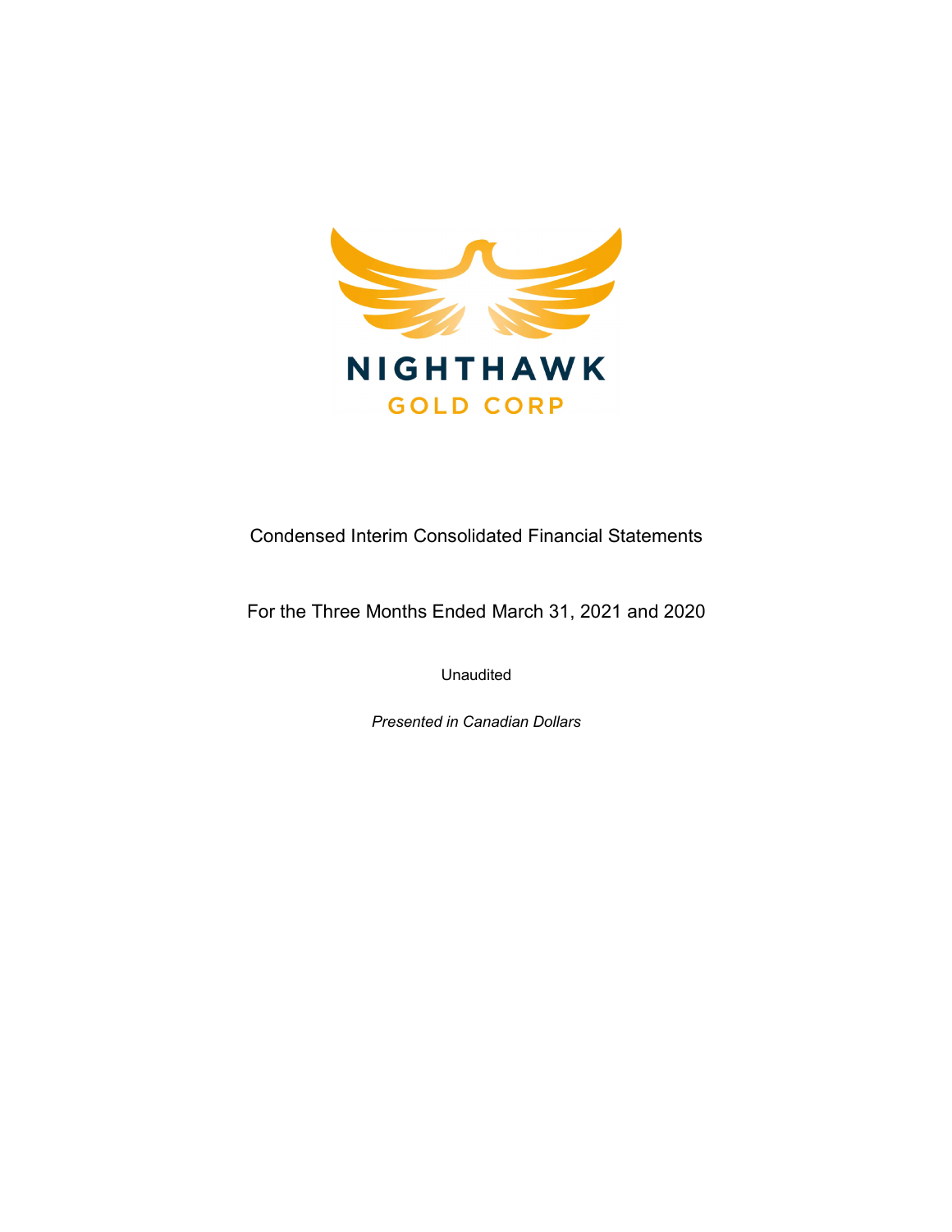NIGHTHAWK

GOLD CORP

Condensed Interim Consolidated Financial Statements

For the Three Months Ended March 31, 2021 and 2020

Unaudited

*Presented in Canadian Dollars*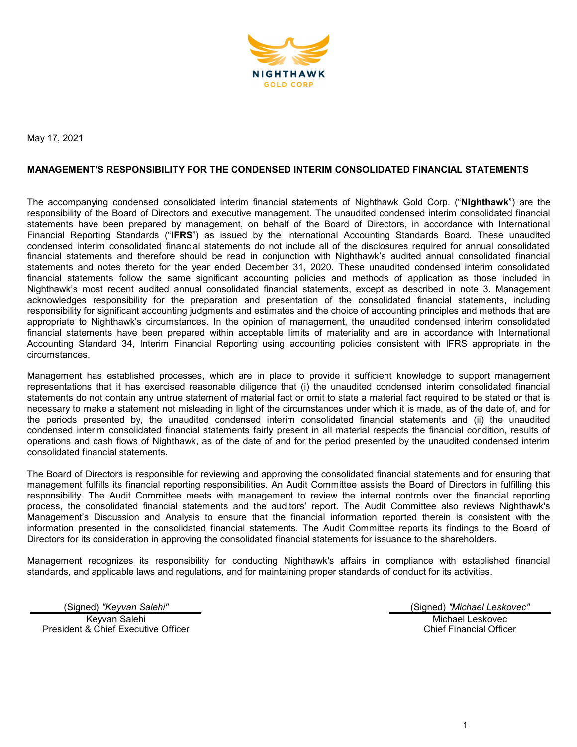NIGHTHAWK GOLD CORP

May 17, 2021

## MANAGEMENT'S RESPONSIBILITY FOR THE CONDENSED INTERIM CONSOLIDATED FINANCIAL STATEMENTS

The accompanying condensed consolidated interim financial statements of Nighthawk Gold Corp. ("**Nighthawk**") are the responsibility of the Board of Directors and executive management. The unaudited condensed interim consolidated financial statements have been prepared by management, on behalf of the Board of Directors, in accordance with International Financial Reporting Standards ("**IFRS**") as issued by the International Accounting Standards Board. These unaudited condensed interim consolidated financial statements do not include all of the disclosures required for annual consolidated financial statements and therefore should be read in conjunction with Nighthawk's audited annual consolidated financial statements and notes thereto for the year ended December 31, 2020. These unaudited condensed interim consolidated financial statements follow the same significant accounting policies and methods of application as those included in Nighthawk's most recent audited annual consolidated financial statements, except as described in note 3. Management acknowledges responsibility for the preparation and presentation of the consolidated financial statements, including responsibility for significant accounting judgments and estimates and the choice of accounting principles and methods that are appropriate to Nighthawk's circumstances. In the opinion of management, the unaudited condensed interim consolidated financial statements have been prepared within acceptable limits of materiality and are in accordance with International Accounting Standard 34, Interim Financial Reporting using accounting policies consistent with IFRS appropriate in the circumstances.

Management has established processes, which are in place to provide it sufficient knowledge to support management representations that it has exercised reasonable diligence that (i) the unaudited condensed interim consolidated financial statements do not contain any untrue statement of material fact or omit to state a material fact required to be stated or that is necessary to make a statement not misleading in light of the circumstances under which it is made, as of the date of, and for the periods presented by, the unaudited condensed interim consolidated financial statements and (ii) the unaudited condensed interim consolidated financial statements fairly present in all material respects the financial condition, results of operations and cash flows of Nighthawk, as of the date of and for the period presented by the unaudited condensed interim consolidated financial statements.

The Board of Directors is responsible for reviewing and approving the consolidated financial statements and for ensuring that management fulfills its financial reporting responsibilities. An Audit Committee assists the Board of Directors in fulfilling this responsibility. The Audit Committee meets with management to review the internal controls over the financial reporting process, the consolidated financial statements and the auditors' report. The Audit Committee also reviews Nighthawk's Management's Discussion and Analysis to ensure that the financial information reported therein is consistent with the information presented in the consolidated financial statements. The Audit Committee reports its findings to the Board of Directors for its consideration in approving the consolidated financial statements for issuance to the shareholders.

Management recognizes its responsibility for conducting Nighthawk's affairs in compliance with established financial standards, and applicable laws and regulations, and for maintaining proper standards of conduct for its activities.

(Signed) *"Keyvan Salehi"*
Keyvan Salehi
President & Chief Executive Officer

(Signed) *"Michael Leskovec"*
Michael Leskovec
Chief Financial Officer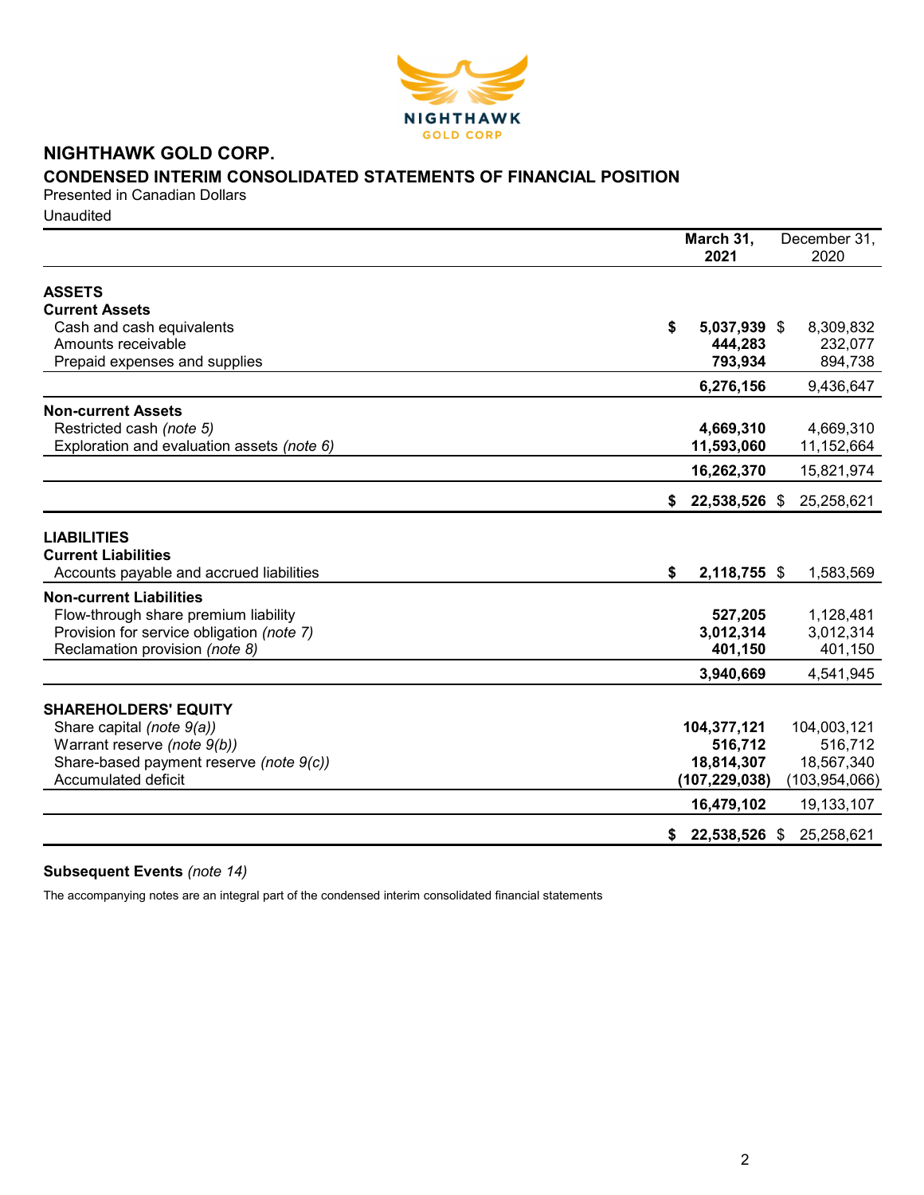# NIGHTHAWK GOLD CORP.

## CONDENSED INTERIM CONSOLIDATED STATEMENTS OF FINANCIAL POSITION

Presented in Canadian Dollars

Unaudited

| | March 31, 2021 | December 31, 2020 |
|---|---|---|
| **ASSETS** | | |
| **Current Assets** | | |
| Cash and cash equivalents | **$ 5,037,939** | $ 8,309,832 |
| Amounts receivable | **444,283** | 232,077 |
| Prepaid expenses and supplies | **793,934** | 894,738 |
| | **6,276,156** | 9,436,647 |
| **Non-current Assets** | | |
| Restricted cash *(note 5)* | **4,669,310** | 4,669,310 |
| Exploration and evaluation assets *(note 6)* | **11,593,060** | 11,152,664 |
| | **16,262,370** | 15,821,974 |
| | **$ 22,538,526** | $ 25,258,621 |
| **LIABILITIES** | | |
| **Current Liabilities** | | |
| Accounts payable and accrued liabilities | **$ 2,118,755** | $ 1,583,569 |
| **Non-current Liabilities** | | |
| Flow-through share premium liability | **527,205** | 1,128,481 |
| Provision for service obligation *(note 7)* | **3,012,314** | 3,012,314 |
| Reclamation provision *(note 8)* | **401,150** | 401,150 |
| | **3,940,669** | 4,541,945 |
| **SHAREHOLDERS' EQUITY** | | |
| Share capital *(note 9(a))* | **104,377,121** | 104,003,121 |
| Warrant reserve *(note 9(b))* | **516,712** | 516,712 |
| Share-based payment reserve *(note 9(c))* | **18,814,307** | 18,567,340 |
| Accumulated deficit | **(107,229,038)** | (103,954,066) |
| | **16,479,102** | 19,133,107 |
| | **$ 22,538,526** | $ 25,258,621 |

**Subsequent Events** *(note 14)*

The accompanying notes are an integral part of the condensed interim consolidated financial statements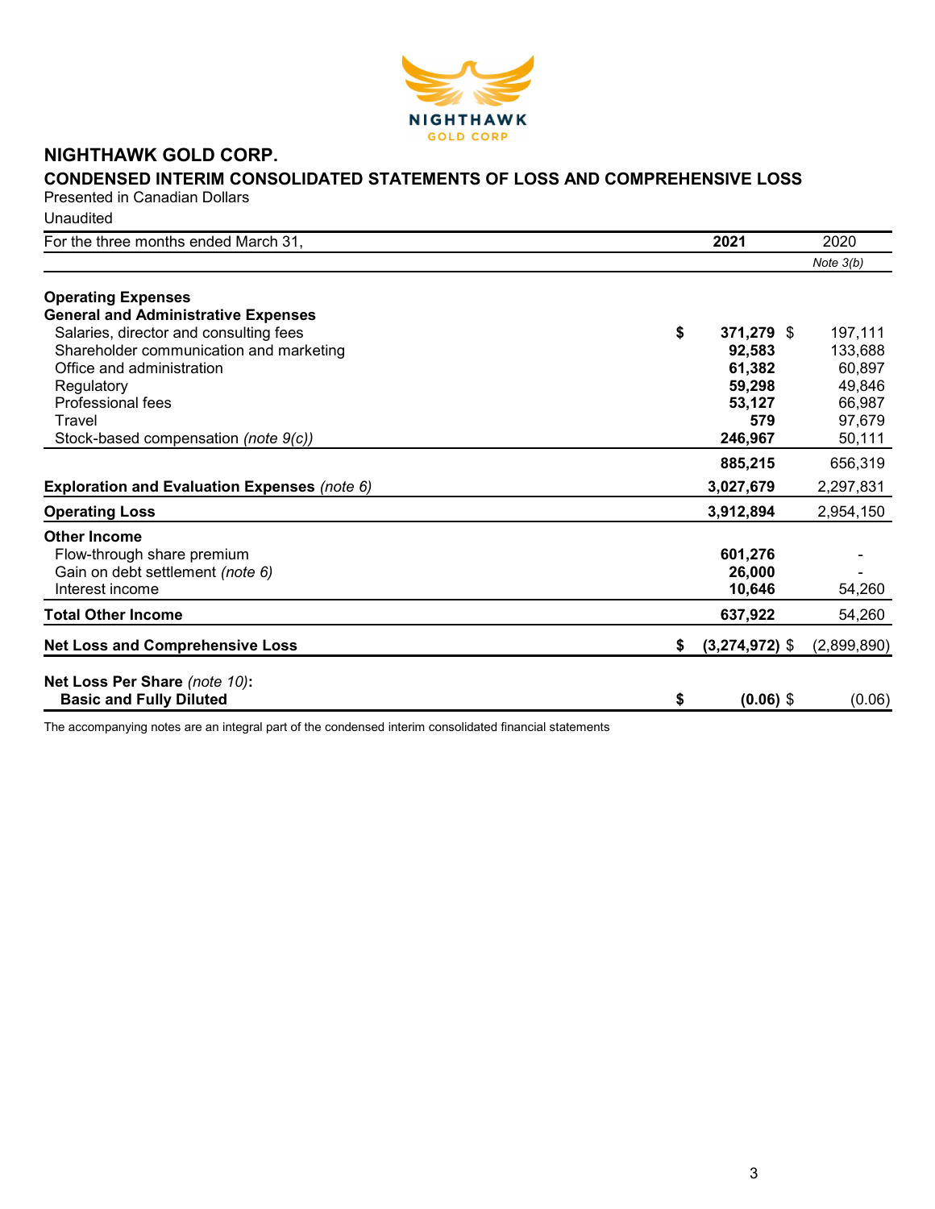# NIGHTHAWK GOLD CORP.

## CONDENSED INTERIM CONSOLIDATED STATEMENTS OF LOSS AND COMPREHENSIVE LOSS

Presented in Canadian Dollars

Unaudited

| For the three months ended March 31, | 2021 | 2020 |
|---|---|---|
| | | *Note 3(b)* |
| **Operating Expenses** | | |
| **General and Administrative Expenses** | | |
| Salaries, director and consulting fees | **$ 371,279** | $ 197,111 |
| Shareholder communication and marketing | **92,583** | 133,688 |
| Office and administration | **61,382** | 60,897 |
| Regulatory | **59,298** | 49,846 |
| Professional fees | **53,127** | 66,987 |
| Travel | **579** | 97,679 |
| Stock-based compensation *(note 9(c))* | **246,967** | 50,111 |
| | **885,215** | 656,319 |
| **Exploration and Evaluation Expenses** *(note 6)* | **3,027,679** | 2,297,831 |
| **Operating Loss** | **3,912,894** | 2,954,150 |
| **Other Income** | | |
| Flow-through share premium | **601,276** | - |
| Gain on debt settlement *(note 6)* | **26,000** | - |
| Interest income | **10,646** | 54,260 |
| **Total Other Income** | **637,922** | 54,260 |
| **Net Loss and Comprehensive Loss** | **$ (3,274,972)** | $ (2,899,890) |
| **Net Loss Per Share** *(note 10)*: | | |
| **Basic and Fully Diluted** | **$ (0.06)** | $ (0.06) |

The accompanying notes are an integral part of the condensed interim consolidated financial statements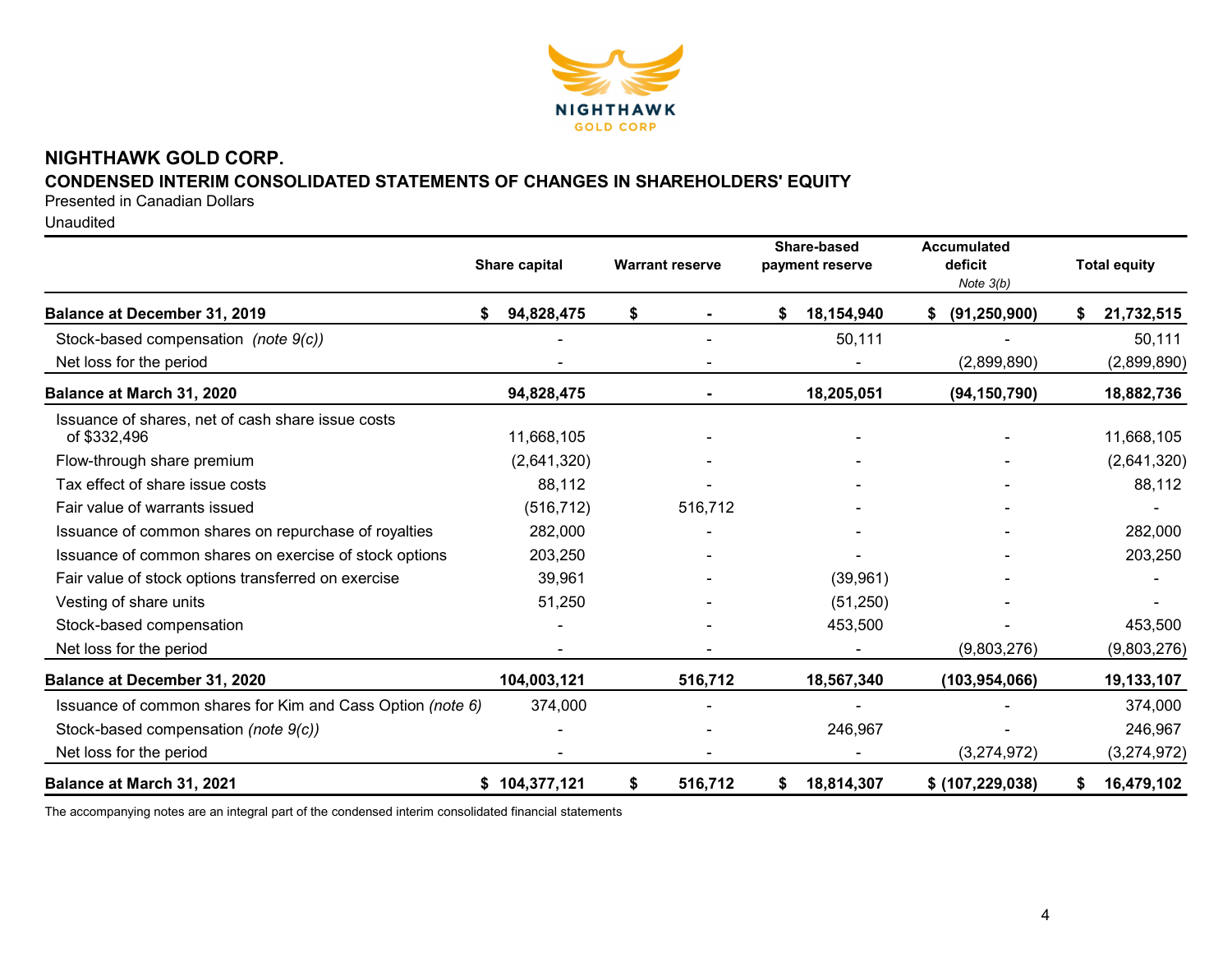# NIGHTHAWK GOLD CORP.

## CONDENSED INTERIM CONSOLIDATED STATEMENTS OF CHANGES IN SHAREHOLDERS' EQUITY

Presented in Canadian Dollars

Unaudited

| | Share capital | Warrant reserve | Share-based payment reserve | Accumulated deficit *Note 3(b)* | Total equity |
|---|---|---|---|---|---|
| **Balance at December 31, 2019** | **$ 94,828,475** | **$ -** | **$ 18,154,940** | **$ (91,250,900)** | **$ 21,732,515** |
| Stock-based compensation *(note 9(c))* | - | - | 50,111 | - | 50,111 |
| Net loss for the period | - | - | - | (2,899,890) | (2,899,890) |
| **Balance at March 31, 2020** | **94,828,475** | **-** | **18,205,051** | **(94,150,790)** | **18,882,736** |
| Issuance of shares, net of cash share issue costs of $332,496 | 11,668,105 | - | - | - | 11,668,105 |
| Flow-through share premium | (2,641,320) | - | - | - | (2,641,320) |
| Tax effect of share issue costs | 88,112 | - | - | - | 88,112 |
| Fair value of warrants issued | (516,712) | 516,712 | - | - | - |
| Issuance of common shares on repurchase of royalties | 282,000 | - | - | - | 282,000 |
| Issuance of common shares on exercise of stock options | 203,250 | - | - | - | 203,250 |
| Fair value of stock options transferred on exercise | 39,961 | - | (39,961) | - | - |
| Vesting of share units | 51,250 | - | (51,250) | - | - |
| Stock-based compensation | - | - | 453,500 | - | 453,500 |
| Net loss for the period | - | - | - | (9,803,276) | (9,803,276) |
| **Balance at December 31, 2020** | **104,003,121** | **516,712** | **18,567,340** | **(103,954,066)** | **19,133,107** |
| Issuance of common shares for Kim and Cass Option *(note 6)* | 374,000 | - | - | - | 374,000 |
| Stock-based compensation *(note 9(c))* | - | - | 246,967 | - | 246,967 |
| Net loss for the period | - | - | - | (3,274,972) | (3,274,972) |
| **Balance at March 31, 2021** | **$ 104,377,121** | **$ 516,712** | **$ 18,814,307** | **$ (107,229,038)** | **$ 16,479,102** |

The accompanying notes are an integral part of the condensed interim consolidated financial statements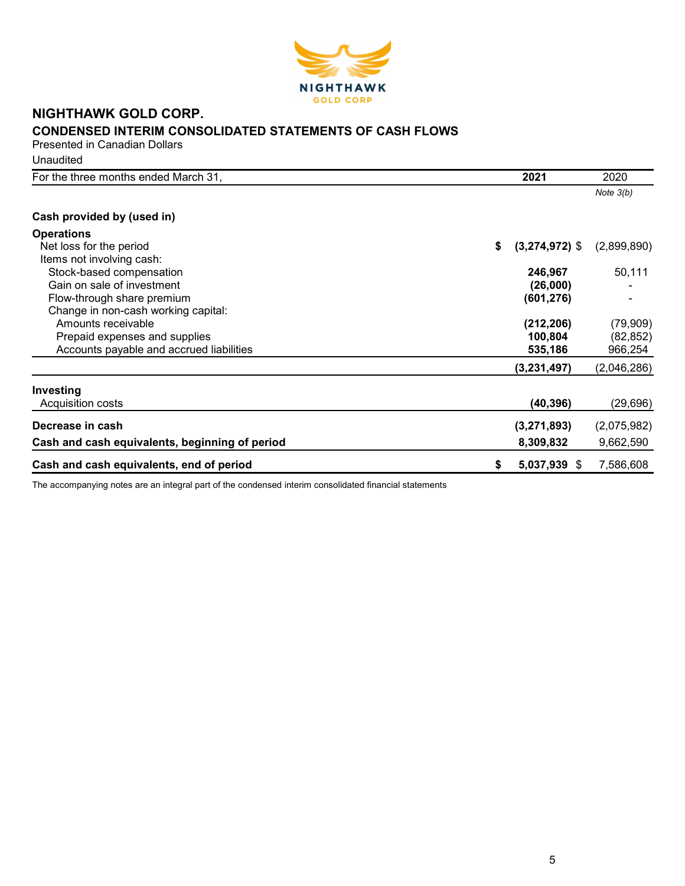# NIGHTHAWK GOLD CORP.

## CONDENSED INTERIM CONSOLIDATED STATEMENTS OF CASH FLOWS

Presented in Canadian Dollars

Unaudited

| For the three months ended March 31, | 2021 | 2020 |
|---|---|---|
| | | *Note 3(b)* |
| **Cash provided by (used in)** | | |
| **Operations** | | |
| Net loss for the period | **$ (3,274,972)** | $ (2,899,890) |
| Items not involving cash: | | |
| Stock-based compensation | **246,967** | 50,111 |
| Gain on sale of investment | **(26,000)** | - |
| Flow-through share premium | **(601,276)** | - |
| Change in non-cash working capital: | | |
| Amounts receivable | **(212,206)** | (79,909) |
| Prepaid expenses and supplies | **100,804** | (82,852) |
| Accounts payable and accrued liabilities | **535,186** | 966,254 |
| | **(3,231,497)** | (2,046,286) |
| **Investing** | | |
| Acquisition costs | **(40,396)** | (29,696) |
| **Decrease in cash** | **(3,271,893)** | (2,075,982) |
| **Cash and cash equivalents, beginning of period** | **8,309,832** | 9,662,590 |
| **Cash and cash equivalents, end of period** | **$ 5,037,939** | $ 7,586,608 |

The accompanying notes are an integral part of the condensed interim consolidated financial statements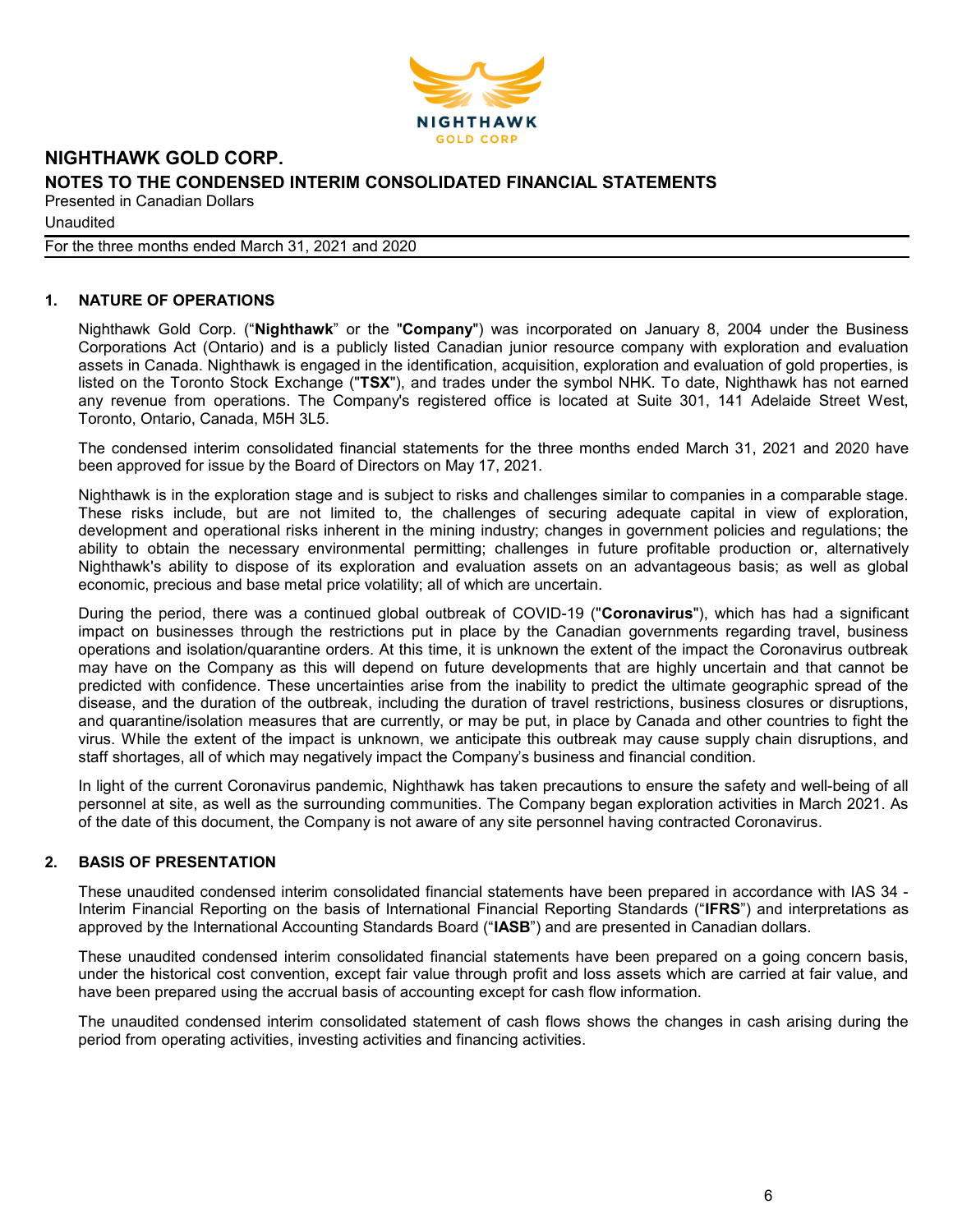## 1. NATURE OF OPERATIONS

Nighthawk Gold Corp. ("**Nighthawk**" or the "**Company**") was incorporated on January 8, 2004 under the Business Corporations Act (Ontario) and is a publicly listed Canadian junior resource company with exploration and evaluation assets in Canada. Nighthawk is engaged in the identification, acquisition, exploration and evaluation of gold properties, is listed on the Toronto Stock Exchange ("**TSX**"), and trades under the symbol NHK. To date, Nighthawk has not earned any revenue from operations. The Company's registered office is located at Suite 301, 141 Adelaide Street West, Toronto, Ontario, Canada, M5H 3L5.

The condensed interim consolidated financial statements for the three months ended March 31, 2021 and 2020 have been approved for issue by the Board of Directors on May 17, 2021.

Nighthawk is in the exploration stage and is subject to risks and challenges similar to companies in a comparable stage. These risks include, but are not limited to, the challenges of securing adequate capital in view of exploration, development and operational risks inherent in the mining industry; changes in government policies and regulations; the ability to obtain the necessary environmental permitting; challenges in future profitable production or, alternatively Nighthawk's ability to dispose of its exploration and evaluation assets on an advantageous basis; as well as global economic, precious and base metal price volatility; all of which are uncertain.

During the period, there was a continued global outbreak of COVID-19 ("**Coronavirus**"), which has had a significant impact on businesses through the restrictions put in place by the Canadian governments regarding travel, business operations and isolation/quarantine orders. At this time, it is unknown the extent of the impact the Coronavirus outbreak may have on the Company as this will depend on future developments that are highly uncertain and that cannot be predicted with confidence. These uncertainties arise from the inability to predict the ultimate geographic spread of the disease, and the duration of the outbreak, including the duration of travel restrictions, business closures or disruptions, and quarantine/isolation measures that are currently, or may be put, in place by Canada and other countries to fight the virus. While the extent of the impact is unknown, we anticipate this outbreak may cause supply chain disruptions, and staff shortages, all of which may negatively impact the Company's business and financial condition.

In light of the current Coronavirus pandemic, Nighthawk has taken precautions to ensure the safety and well-being of all personnel at site, as well as the surrounding communities. The Company began exploration activities in March 2021. As of the date of this document, the Company is not aware of any site personnel having contracted Coronavirus.

## 2. BASIS OF PRESENTATION

These unaudited condensed interim consolidated financial statements have been prepared in accordance with IAS 34 - Interim Financial Reporting on the basis of International Financial Reporting Standards ("**IFRS**") and interpretations as approved by the International Accounting Standards Board ("**IASB**") and are presented in Canadian dollars.

These unaudited condensed interim consolidated financial statements have been prepared on a going concern basis, under the historical cost convention, except fair value through profit and loss assets which are carried at fair value, and have been prepared using the accrual basis of accounting except for cash flow information.

The unaudited condensed interim consolidated statement of cash flows shows the changes in cash arising during the period from operating activities, investing activities and financing activities.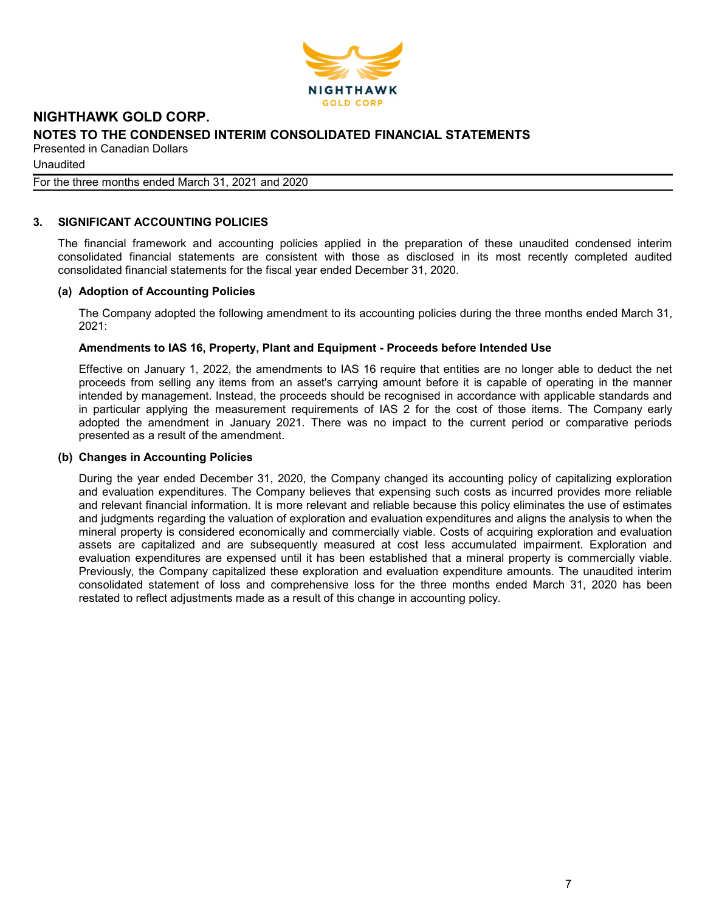## 3. SIGNIFICANT ACCOUNTING POLICIES

The financial framework and accounting policies applied in the preparation of these unaudited condensed interim consolidated financial statements are consistent with those as disclosed in its most recently completed audited consolidated financial statements for the fiscal year ended December 31, 2020.

### (a) Adoption of Accounting Policies

The Company adopted the following amendment to its accounting policies during the three months ended March 31, 2021:

**Amendments to IAS 16, Property, Plant and Equipment - Proceeds before Intended Use**

Effective on January 1, 2022, the amendments to IAS 16 require that entities are no longer able to deduct the net proceeds from selling any items from an asset's carrying amount before it is capable of operating in the manner intended by management. Instead, the proceeds should be recognised in accordance with applicable standards and in particular applying the measurement requirements of IAS 2 for the cost of those items. The Company early adopted the amendment in January 2021. There was no impact to the current period or comparative periods presented as a result of the amendment.

### (b) Changes in Accounting Policies

During the year ended December 31, 2020, the Company changed its accounting policy of capitalizing exploration and evaluation expenditures. The Company believes that expensing such costs as incurred provides more reliable and relevant financial information. It is more relevant and reliable because this policy eliminates the use of estimates and judgments regarding the valuation of exploration and evaluation expenditures and aligns the analysis to when the mineral property is considered economically and commercially viable. Costs of acquiring exploration and evaluation assets are capitalized and are subsequently measured at cost less accumulated impairment. Exploration and evaluation expenditures are expensed until it has been established that a mineral property is commercially viable. Previously, the Company capitalized these exploration and evaluation expenditure amounts. The unaudited interim consolidated statement of loss and comprehensive loss for the three months ended March 31, 2020 has been restated to reflect adjustments made as a result of this change in accounting policy.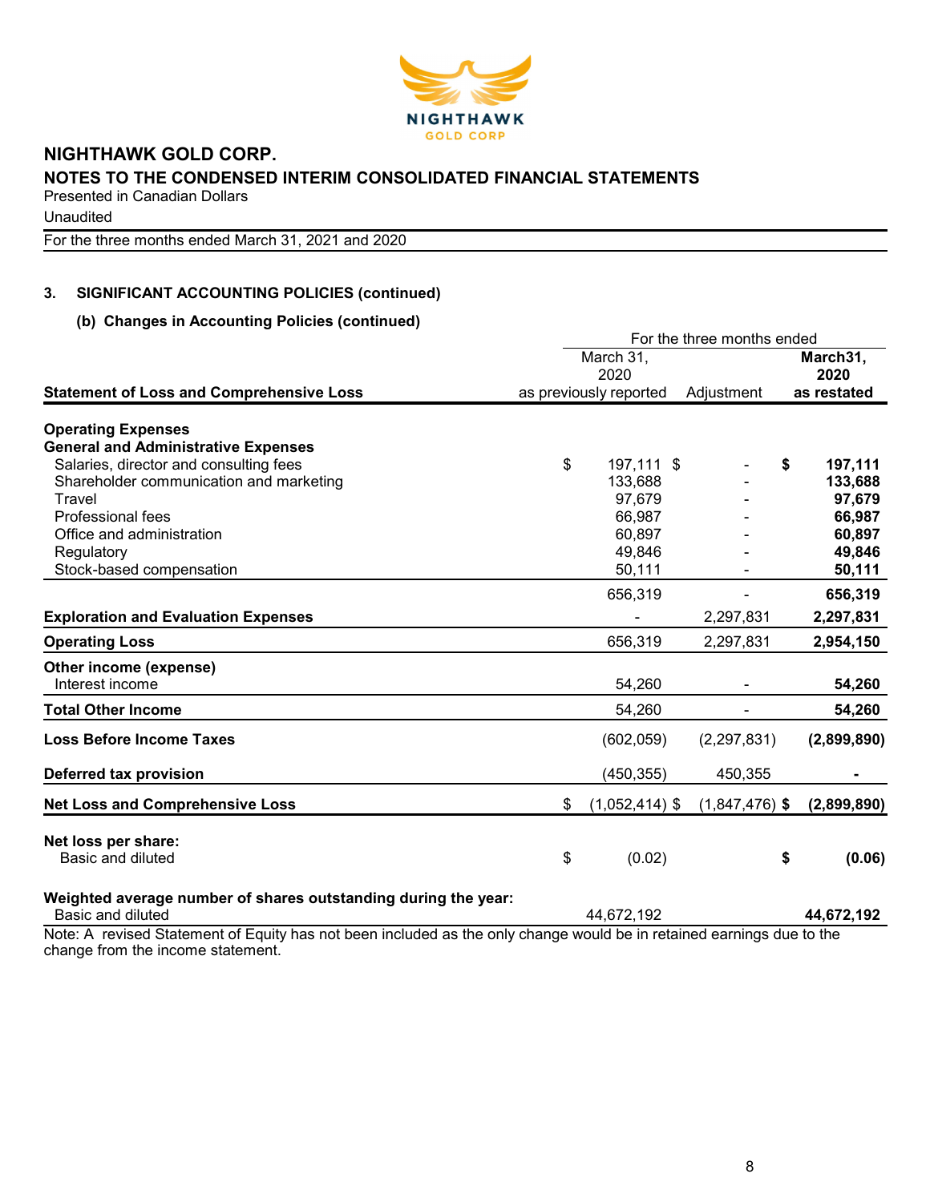# NIGHTHAWK GOLD CORP.

## NOTES TO THE CONDENSED INTERIM CONSOLIDATED FINANCIAL STATEMENTS

Presented in Canadian Dollars

Unaudited

For the three months ended March 31, 2021 and 2020

### 3. SIGNIFICANT ACCOUNTING POLICIES (continued)

#### (b) Changes in Accounting Policies (continued)

| | For the three months ended | | |
|---|---|---|---|
| **Statement of Loss and Comprehensive Loss** | March 31, 2020 as previously reported | Adjustment | **March31, 2020 as restated** |
| **Operating Expenses** | | | |
| **General and Administrative Expenses** | | | |
| Salaries, director and consulting fees | $ 197,111 | $ - | **$ 197,111** |
| Shareholder communication and marketing | 133,688 | - | **133,688** |
| Travel | 97,679 | - | **97,679** |
| Professional fees | 66,987 | - | **66,987** |
| Office and administration | 60,897 | - | **60,897** |
| Regulatory | 49,846 | - | **49,846** |
| Stock-based compensation | 50,111 | - | **50,111** |
| | 656,319 | - | **656,319** |
| **Exploration and Evaluation Expenses** | - | 2,297,831 | **2,297,831** |
| **Operating Loss** | 656,319 | 2,297,831 | **2,954,150** |
| **Other income (expense)** | | | |
| Interest income | 54,260 | - | **54,260** |
| **Total Other Income** | 54,260 | - | **54,260** |
| **Loss Before Income Taxes** | (602,059) | (2,297,831) | **(2,899,890)** |
| **Deferred tax provision** | (450,355) | 450,355 | **-** |
| **Net Loss and Comprehensive Loss** | $ (1,052,414) | $ (1,847,476) | **$ (2,899,890)** |
| **Net loss per share:** | | | |
| Basic and diluted | $ (0.02) | | **$ (0.06)** |
| **Weighted average number of shares outstanding during the year:** | | | |
| Basic and diluted | 44,672,192 | | **44,672,192** |

Note: A revised Statement of Equity has not been included as the only change would be in retained earnings due to the change from the income statement.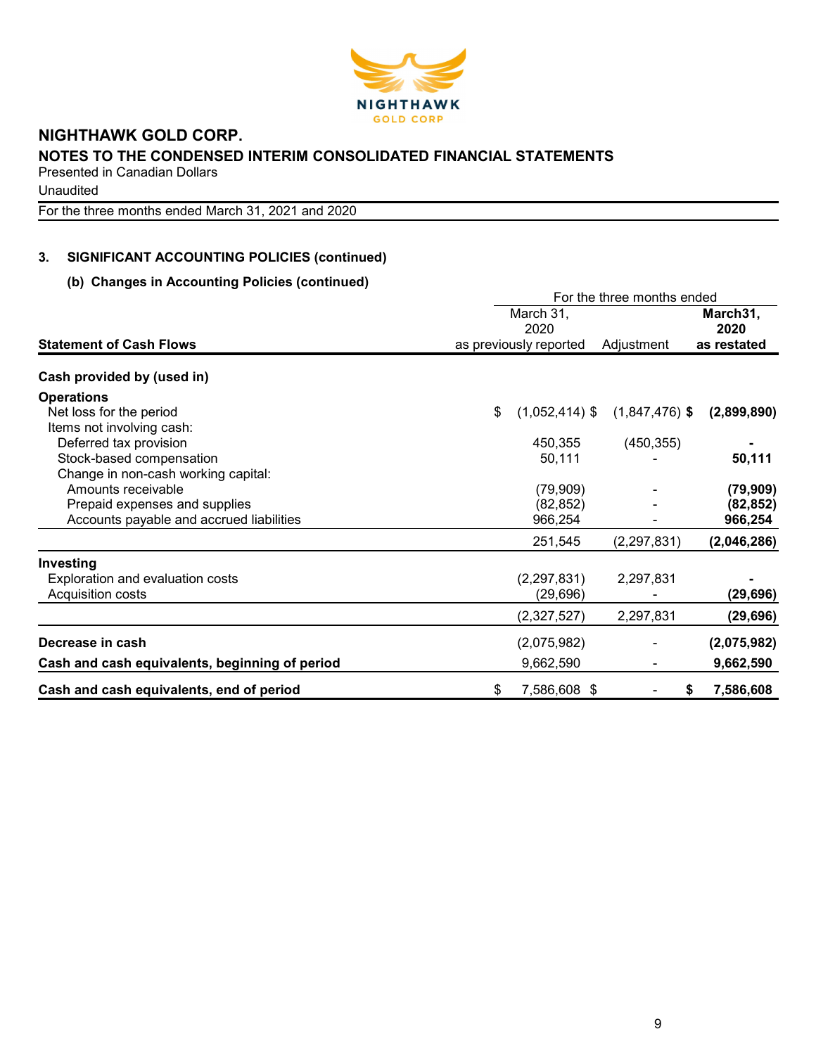# NIGHTHAWK GOLD CORP.

## NOTES TO THE CONDENSED INTERIM CONSOLIDATED FINANCIAL STATEMENTS

Presented in Canadian Dollars

Unaudited

For the three months ended March 31, 2021 and 2020

### 3. SIGNIFICANT ACCOUNTING POLICIES (continued)

#### (b) Changes in Accounting Policies (continued)

| | For the three months ended | | |
|---|---|---|---|
| **Statement of Cash Flows** | March 31, 2020 as previously reported | Adjustment | **March31, 2020 as restated** |
| **Cash provided by (used in)** | | | |
| **Operations** | | | |
| Net loss for the period | $ (1,052,414) | $ (1,847,476) | **$ (2,899,890)** |
| Items not involving cash: | | | |
| Deferred tax provision | 450,355 | (450,355) | **-** |
| Stock-based compensation | 50,111 | - | **50,111** |
| Change in non-cash working capital: | | | |
| Amounts receivable | (79,909) | - | **(79,909)** |
| Prepaid expenses and supplies | (82,852) | - | **(82,852)** |
| Accounts payable and accrued liabilities | 966,254 | - | **966,254** |
| | 251,545 | (2,297,831) | **(2,046,286)** |
| **Investing** | | | |
| Exploration and evaluation costs | (2,297,831) | 2,297,831 | **-** |
| Acquisition costs | (29,696) | - | **(29,696)** |
| | (2,327,527) | 2,297,831 | **(29,696)** |
| **Decrease in cash** | (2,075,982) | - | **(2,075,982)** |
| **Cash and cash equivalents, beginning of period** | 9,662,590 | - | **9,662,590** |
| **Cash and cash equivalents, end of period** | $ 7,586,608 | $ - | **$ 7,586,608** |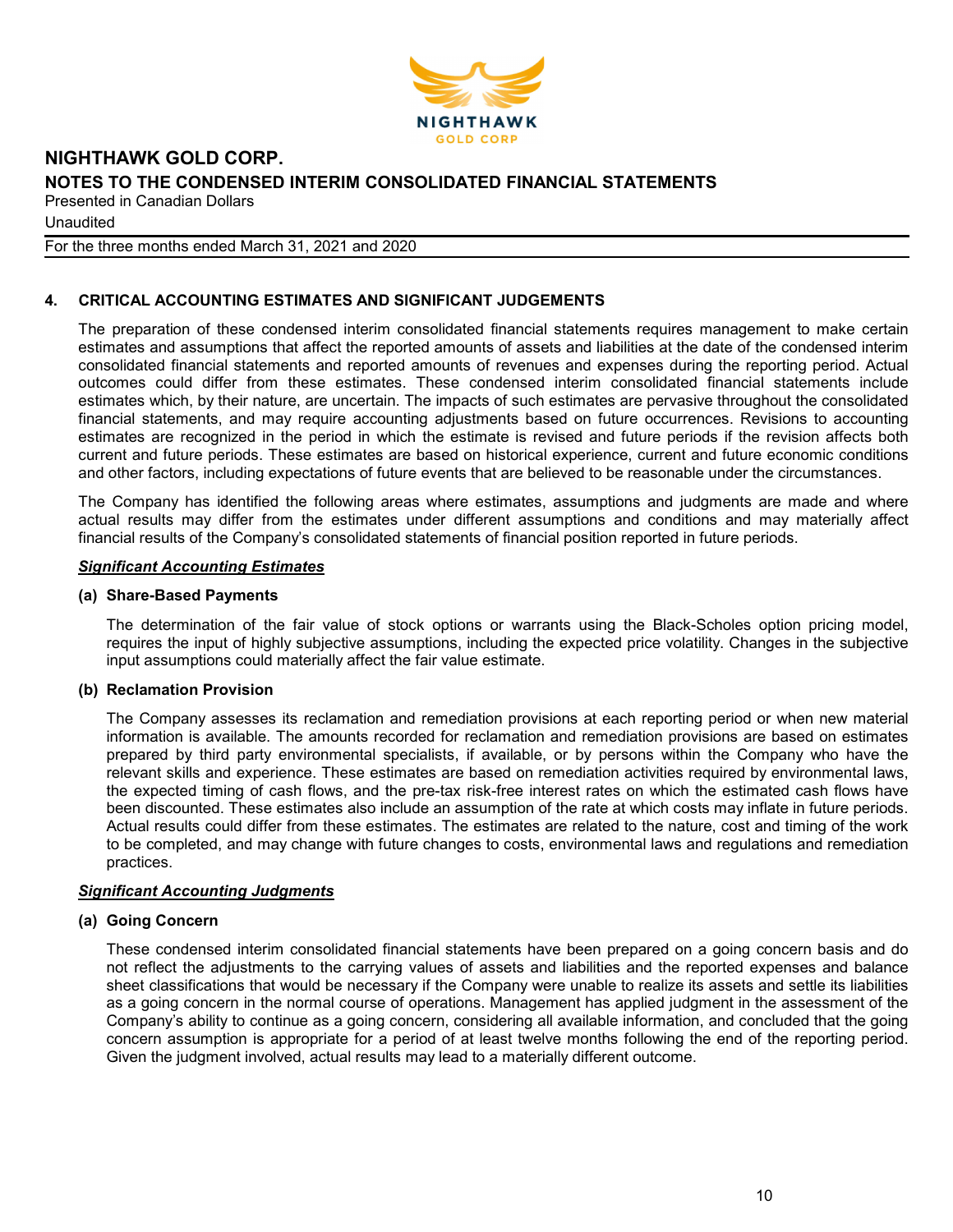## 4. CRITICAL ACCOUNTING ESTIMATES AND SIGNIFICANT JUDGEMENTS

The preparation of these condensed interim consolidated financial statements requires management to make certain estimates and assumptions that affect the reported amounts of assets and liabilities at the date of the condensed interim consolidated financial statements and reported amounts of revenues and expenses during the reporting period. Actual outcomes could differ from these estimates. These condensed interim consolidated financial statements include estimates which, by their nature, are uncertain. The impacts of such estimates are pervasive throughout the consolidated financial statements, and may require accounting adjustments based on future occurrences. Revisions to accounting estimates are recognized in the period in which the estimate is revised and future periods if the revision affects both current and future periods. These estimates are based on historical experience, current and future economic conditions and other factors, including expectations of future events that are believed to be reasonable under the circumstances.

The Company has identified the following areas where estimates, assumptions and judgments are made and where actual results may differ from the estimates under different assumptions and conditions and may materially affect financial results of the Company's consolidated statements of financial position reported in future periods.

***Significant Accounting Estimates***

**(a) Share-Based Payments**

The determination of the fair value of stock options or warrants using the Black-Scholes option pricing model, requires the input of highly subjective assumptions, including the expected price volatility. Changes in the subjective input assumptions could materially affect the fair value estimate.

**(b) Reclamation Provision**

The Company assesses its reclamation and remediation provisions at each reporting period or when new material information is available. The amounts recorded for reclamation and remediation provisions are based on estimates prepared by third party environmental specialists, if available, or by persons within the Company who have the relevant skills and experience. These estimates are based on remediation activities required by environmental laws, the expected timing of cash flows, and the pre-tax risk-free interest rates on which the estimated cash flows have been discounted. These estimates also include an assumption of the rate at which costs may inflate in future periods. Actual results could differ from these estimates. The estimates are related to the nature, cost and timing of the work to be completed, and may change with future changes to costs, environmental laws and regulations and remediation practices.

***Significant Accounting Judgments***

**(a) Going Concern**

These condensed interim consolidated financial statements have been prepared on a going concern basis and do not reflect the adjustments to the carrying values of assets and liabilities and the reported expenses and balance sheet classifications that would be necessary if the Company were unable to realize its assets and settle its liabilities as a going concern in the normal course of operations. Management has applied judgment in the assessment of the Company's ability to continue as a going concern, considering all available information, and concluded that the going concern assumption is appropriate for a period of at least twelve months following the end of the reporting period. Given the judgment involved, actual results may lead to a materially different outcome.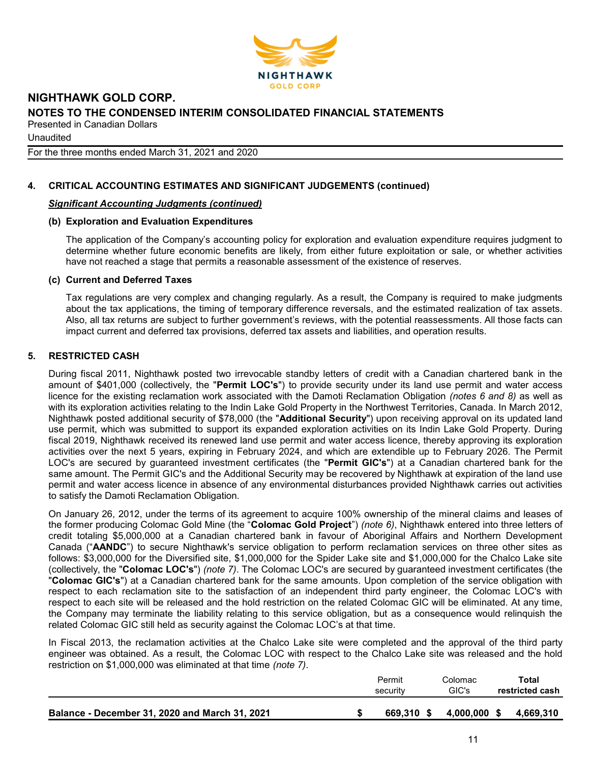# NIGHTHAWK GOLD CORP.

## NOTES TO THE CONDENSED INTERIM CONSOLIDATED FINANCIAL STATEMENTS

Presented in Canadian Dollars

Unaudited

For the three months ended March 31, 2021 and 2020

## 4. CRITICAL ACCOUNTING ESTIMATES AND SIGNIFICANT JUDGEMENTS (continued)

***Significant Accounting Judgments (continued)***

### (b) Exploration and Evaluation Expenditures

The application of the Company's accounting policy for exploration and evaluation expenditure requires judgment to determine whether future economic benefits are likely, from either future exploitation or sale, or whether activities have not reached a stage that permits a reasonable assessment of the existence of reserves.

### (c) Current and Deferred Taxes

Tax regulations are very complex and changing regularly. As a result, the Company is required to make judgments about the tax applications, the timing of temporary difference reversals, and the estimated realization of tax assets. Also, all tax returns are subject to further government's reviews, with the potential reassessments. All those facts can impact current and deferred tax provisions, deferred tax assets and liabilities, and operation results.

## 5. RESTRICTED CASH

During fiscal 2011, Nighthawk posted two irrevocable standby letters of credit with a Canadian chartered bank in the amount of $401,000 (collectively, the "**Permit LOC's**") to provide security under its land use permit and water access licence for the existing reclamation work associated with the Damoti Reclamation Obligation *(notes 6 and 8)* as well as with its exploration activities relating to the Indin Lake Gold Property in the Northwest Territories, Canada. In March 2012, Nighthawk posted additional security of $78,000 (the "**Additional Security**") upon receiving approval on its updated land use permit, which was submitted to support its expanded exploration activities on its Indin Lake Gold Property. During fiscal 2019, Nighthawk received its renewed land use permit and water access licence, thereby approving its exploration activities over the next 5 years, expiring in February 2024, and which are extendible up to February 2026. The Permit LOC's are secured by guaranteed investment certificates (the "**Permit GIC's**") at a Canadian chartered bank for the same amount. The Permit GIC's and the Additional Security may be recovered by Nighthawk at expiration of the land use permit and water access licence in absence of any environmental disturbances provided Nighthawk carries out activities to satisfy the Damoti Reclamation Obligation.

On January 26, 2012, under the terms of its agreement to acquire 100% ownership of the mineral claims and leases of the former producing Colomac Gold Mine (the "**Colomac Gold Project**") *(note 6)*, Nighthawk entered into three letters of credit totaling $5,000,000 at a Canadian chartered bank in favour of Aboriginal Affairs and Northern Development Canada ("**AANDC**") to secure Nighthawk's service obligation to perform reclamation services on three other sites as follows: $3,000,000 for the Diversified site, $1,000,000 for the Spider Lake site and $1,000,000 for the Chalco Lake site (collectively, the "**Colomac LOC's**") *(note 7)*. The Colomac LOC's are secured by guaranteed investment certificates (the "**Colomac GIC's**") at a Canadian chartered bank for the same amounts. Upon completion of the service obligation with respect to each reclamation site to the satisfaction of an independent third party engineer, the Colomac LOC's with respect to each site will be released and the hold restriction on the related Colomac GIC will be eliminated. At any time, the Company may terminate the liability relating to this service obligation, but as a consequence would relinquish the related Colomac GIC still held as security against the Colomac LOC's at that time.

In Fiscal 2013, the reclamation activities at the Chalco Lake site were completed and the approval of the third party engineer was obtained. As a result, the Colomac LOC with respect to the Chalco Lake site was released and the hold restriction on $1,000,000 was eliminated at that time *(note 7)*.

| | Permit security | Colomac GIC's | **Total restricted cash** |
|---|---|---|---|
| **Balance - December 31, 2020 and March 31, 2021** | **$ 669,310** | **$ 4,000,000** | **$ 4,669,310** |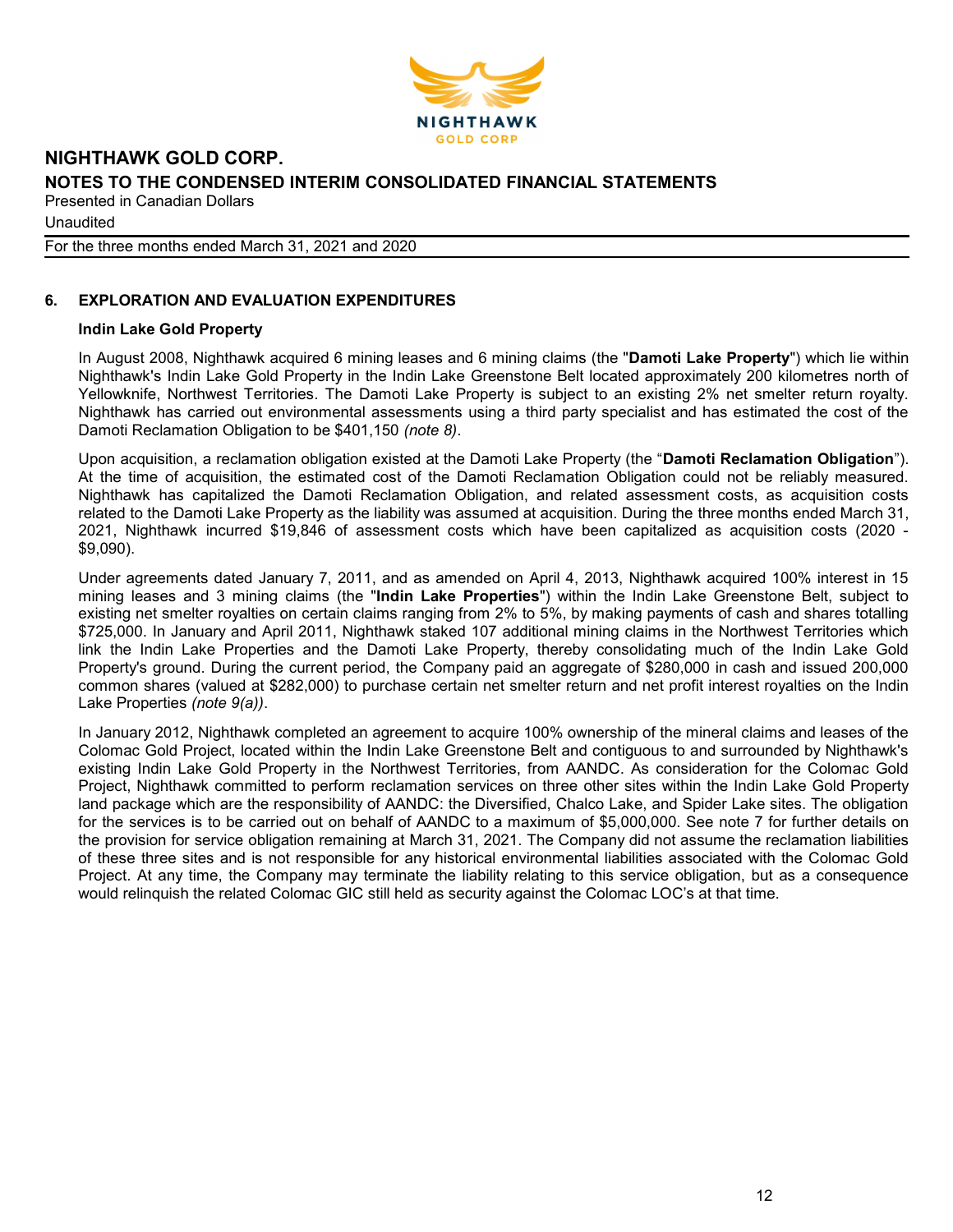## 6. EXPLORATION AND EVALUATION EXPENDITURES

### Indin Lake Gold Property

In August 2008, Nighthawk acquired 6 mining leases and 6 mining claims (the "**Damoti Lake Property**") which lie within Nighthawk's Indin Lake Gold Property in the Indin Lake Greenstone Belt located approximately 200 kilometres north of Yellowknife, Northwest Territories. The Damoti Lake Property is subject to an existing 2% net smelter return royalty. Nighthawk has carried out environmental assessments using a third party specialist and has estimated the cost of the Damoti Reclamation Obligation to be $401,150 *(note 8)*.

Upon acquisition, a reclamation obligation existed at the Damoti Lake Property (the "**Damoti Reclamation Obligation**"). At the time of acquisition, the estimated cost of the Damoti Reclamation Obligation could not be reliably measured. Nighthawk has capitalized the Damoti Reclamation Obligation, and related assessment costs, as acquisition costs related to the Damoti Lake Property as the liability was assumed at acquisition. During the three months ended March 31, 2021, Nighthawk incurred $19,846 of assessment costs which have been capitalized as acquisition costs (2020 - $9,090).

Under agreements dated January 7, 2011, and as amended on April 4, 2013, Nighthawk acquired 100% interest in 15 mining leases and 3 mining claims (the "**Indin Lake Properties**") within the Indin Lake Greenstone Belt, subject to existing net smelter royalties on certain claims ranging from 2% to 5%, by making payments of cash and shares totalling $725,000. In January and April 2011, Nighthawk staked 107 additional mining claims in the Northwest Territories which link the Indin Lake Properties and the Damoti Lake Property, thereby consolidating much of the Indin Lake Gold Property's ground. During the current period, the Company paid an aggregate of $280,000 in cash and issued 200,000 common shares (valued at $282,000) to purchase certain net smelter return and net profit interest royalties on the Indin Lake Properties *(note 9(a))*.

In January 2012, Nighthawk completed an agreement to acquire 100% ownership of the mineral claims and leases of the Colomac Gold Project, located within the Indin Lake Greenstone Belt and contiguous to and surrounded by Nighthawk's existing Indin Lake Gold Property in the Northwest Territories, from AANDC. As consideration for the Colomac Gold Project, Nighthawk committed to perform reclamation services on three other sites within the Indin Lake Gold Property land package which are the responsibility of AANDC: the Diversified, Chalco Lake, and Spider Lake sites. The obligation for the services is to be carried out on behalf of AANDC to a maximum of $5,000,000. See note 7 for further details on the provision for service obligation remaining at March 31, 2021. The Company did not assume the reclamation liabilities of these three sites and is not responsible for any historical environmental liabilities associated with the Colomac Gold Project. At any time, the Company may terminate the liability relating to this service obligation, but as a consequence would relinquish the related Colomac GIC still held as security against the Colomac LOC's at that time.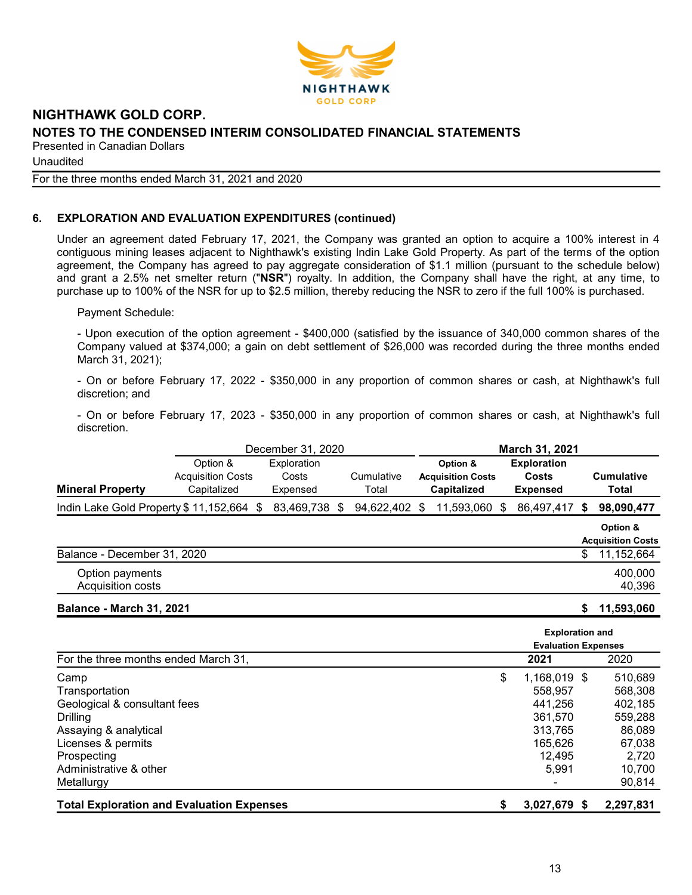## 6. EXPLORATION AND EVALUATION EXPENDITURES (continued)

Under an agreement dated February 17, 2021, the Company was granted an option to acquire a 100% interest in 4 contiguous mining leases adjacent to Nighthawk's existing Indin Lake Gold Property. As part of the terms of the option agreement, the Company has agreed to pay aggregate consideration of $1.1 million (pursuant to the schedule below) and grant a 2.5% net smelter return ("**NSR**") royalty. In addition, the Company shall have the right, at any time, to purchase up to 100% of the NSR for up to $2.5 million, thereby reducing the NSR to zero if the full 100% is purchased.

Payment Schedule:

- Upon execution of the option agreement - $400,000 (satisfied by the issuance of 340,000 common shares of the Company valued at $374,000; a gain on debt settlement of $26,000 was recorded during the three months ended March 31, 2021);

- On or before February 17, 2022 - $350,000 in any proportion of common shares or cash, at Nighthawk's full discretion; and

- On or before February 17, 2023 - $350,000 in any proportion of common shares or cash, at Nighthawk's full discretion.

| | December 31, 2020 | | | **March 31, 2021** | | |
|---|---|---|---|---|---|---|
| **Mineral Property** | Option & Acquisition Costs Capitalized | Exploration Costs Expensed | Cumulative Total | **Option & Acquisition Costs Capitalized** | **Exploration Costs Expensed** | **Cumulative Total** |
| Indin Lake Gold Property | $ 11,152,664 | $ 83,469,738 | $ 94,622,402 | $ 11,593,060 | $ 86,497,417 | **$ 98,090,477** |

| | **Option & Acquisition Costs** |
|---|---|
| Balance - December 31, 2020 | $ 11,152,664 |
| Option payments | 400,000 |
| Acquisition costs | 40,396 |
| **Balance - March 31, 2021** | **$ 11,593,060** |

| | **Exploration and Evaluation Expenses** | |
|---|---|---|
| For the three months ended March 31, | **2021** | 2020 |
| Camp | $ 1,168,019 | $ 510,689 |
| Transportation | 558,957 | 568,308 |
| Geological & consultant fees | 441,256 | 402,185 |
| Drilling | 361,570 | 559,288 |
| Assaying & analytical | 313,765 | 86,089 |
| Licenses & permits | 165,626 | 67,038 |
| Prospecting | 12,495 | 2,720 |
| Administrative & other | 5,991 | 10,700 |
| Metallurgy | - | 90,814 |
| **Total Exploration and Evaluation Expenses** | **$ 3,027,679** | **$ 2,297,831** |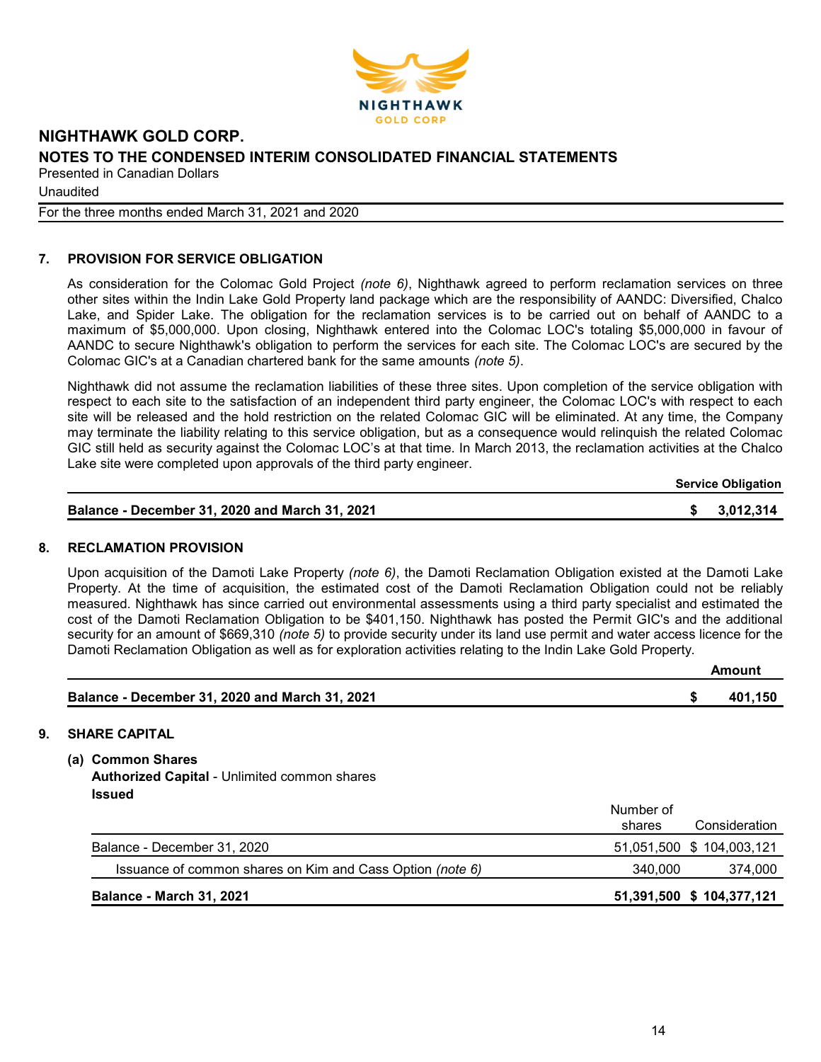## 7. PROVISION FOR SERVICE OBLIGATION

As consideration for the Colomac Gold Project *(note 6)*, Nighthawk agreed to perform reclamation services on three other sites within the Indin Lake Gold Property land package which are the responsibility of AANDC: Diversified, Chalco Lake, and Spider Lake. The obligation for the reclamation services is to be carried out on behalf of AANDC to a maximum of $5,000,000. Upon closing, Nighthawk entered into the Colomac LOC's totaling $5,000,000 in favour of AANDC to secure Nighthawk's obligation to perform the services for each site. The Colomac LOC's are secured by the Colomac GIC's at a Canadian chartered bank for the same amounts *(note 5)*.

Nighthawk did not assume the reclamation liabilities of these three sites. Upon completion of the service obligation with respect to each site to the satisfaction of an independent third party engineer, the Colomac LOC's with respect to each site will be released and the hold restriction on the related Colomac GIC will be eliminated. At any time, the Company may terminate the liability relating to this service obligation, but as a consequence would relinquish the related Colomac GIC still held as security against the Colomac LOC's at that time. In March 2013, the reclamation activities at the Chalco Lake site were completed upon approvals of the third party engineer.

| | Service Obligation |
|---|---|
| **Balance - December 31, 2020 and March 31, 2021** | **$ 3,012,314** |

## 8. RECLAMATION PROVISION

Upon acquisition of the Damoti Lake Property *(note 6)*, the Damoti Reclamation Obligation existed at the Damoti Lake Property. At the time of acquisition, the estimated cost of the Damoti Reclamation Obligation could not be reliably measured. Nighthawk has since carried out environmental assessments using a third party specialist and estimated the cost of the Damoti Reclamation Obligation to be $401,150. Nighthawk has posted the Permit GIC's and the additional security for an amount of $669,310 *(note 5)* to provide security under its land use permit and water access licence for the Damoti Reclamation Obligation as well as for exploration activities relating to the Indin Lake Gold Property.

| | Amount |
|---|---|
| **Balance - December 31, 2020 and March 31, 2021** | **$ 401,150** |

## 9. SHARE CAPITAL

### (a) Common Shares

**Authorized Capital** - Unlimited common shares

**Issued**

| | Number of shares | Consideration |
|---|---|---|
| Balance - December 31, 2020 | 51,051,500 | $ 104,003,121 |
| Issuance of common shares on Kim and Cass Option *(note 6)* | 340,000 | 374,000 |
| **Balance - March 31, 2021** | **51,391,500** | **$ 104,377,121** |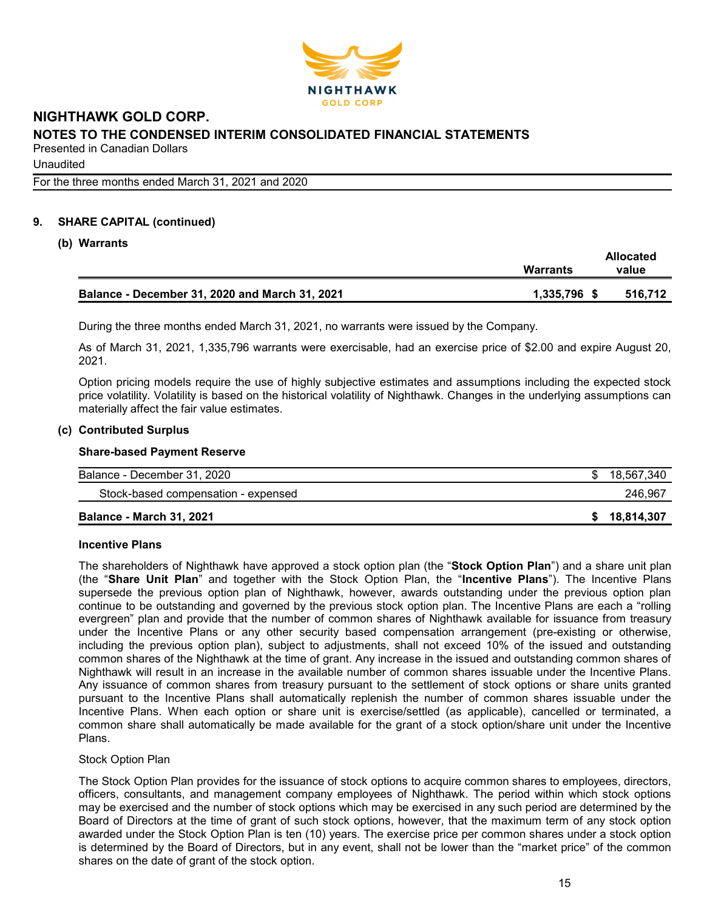# NIGHTHAWK GOLD CORP.

## NOTES TO THE CONDENSED INTERIM CONSOLIDATED FINANCIAL STATEMENTS

Presented in Canadian Dollars

Unaudited

For the three months ended March 31, 2021 and 2020

### 9. SHARE CAPITAL (continued)

#### (b) Warrants

| | Warrants | Allocated value |
|---|---|---|
| **Balance - December 31, 2020 and March 31, 2021** | **1,335,796** | **$ 516,712** |

During the three months ended March 31, 2021, no warrants were issued by the Company.

As of March 31, 2021, 1,335,796 warrants were exercisable, had an exercise price of $2.00 and expire August 20, 2021.

Option pricing models require the use of highly subjective estimates and assumptions including the expected stock price volatility. Volatility is based on the historical volatility of Nighthawk. Changes in the underlying assumptions can materially affect the fair value estimates.

#### (c) Contributed Surplus

**Share-based Payment Reserve**

| | |
|---|---|
| Balance - December 31, 2020 | $ 18,567,340 |
| Stock-based compensation - expensed | 246,967 |
| **Balance - March 31, 2021** | **$ 18,814,307** |

**Incentive Plans**

The shareholders of Nighthawk have approved a stock option plan (the "**Stock Option Plan**") and a share unit plan (the "**Share Unit Plan**" and together with the Stock Option Plan, the "**Incentive Plans**"). The Incentive Plans supersede the previous option plan of Nighthawk, however, awards outstanding under the previous option plan continue to be outstanding and governed by the previous stock option plan. The Incentive Plans are each a "rolling evergreen" plan and provide that the number of common shares of Nighthawk available for issuance from treasury under the Incentive Plans or any other security based compensation arrangement (pre-existing or otherwise, including the previous option plan), subject to adjustments, shall not exceed 10% of the issued and outstanding common shares of the Nighthawk at the time of grant. Any increase in the issued and outstanding common shares of Nighthawk will result in an increase in the available number of common shares issuable under the Incentive Plans. Any issuance of common shares from treasury pursuant to the settlement of stock options or share units granted pursuant to the Incentive Plans shall automatically replenish the number of common shares issuable under the Incentive Plans. When each option or share unit is exercise/settled (as applicable), cancelled or terminated, a common share shall automatically be made available for the grant of a stock option/share unit under the Incentive Plans.

Stock Option Plan

The Stock Option Plan provides for the issuance of stock options to acquire common shares to employees, directors, officers, consultants, and management company employees of Nighthawk. The period within which stock options may be exercised and the number of stock options which may be exercised in any such period are determined by the Board of Directors at the time of grant of such stock options, however, that the maximum term of any stock option awarded under the Stock Option Plan is ten (10) years. The exercise price per common shares under a stock option is determined by the Board of Directors, but in any event, shall not be lower than the "market price" of the common shares on the date of grant of the stock option.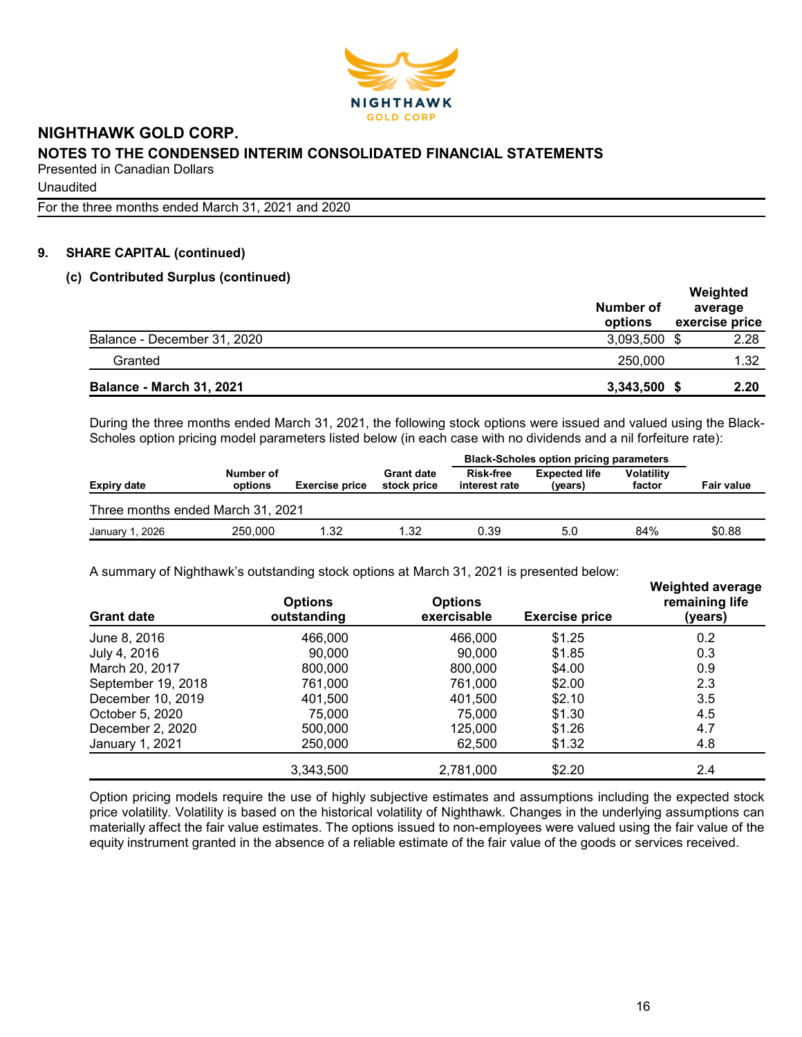# NIGHTHAWK GOLD CORP.

## NOTES TO THE CONDENSED INTERIM CONSOLIDATED FINANCIAL STATEMENTS

Presented in Canadian Dollars

Unaudited

For the three months ended March 31, 2021 and 2020

### 9. SHARE CAPITAL (continued)

#### (c) Contributed Surplus (continued)

| | Number of options | Weighted average exercise price |
|---|---|---|
| Balance - December 31, 2020 | 3,093,500 | $ 2.28 |
| Granted | 250,000 | 1.32 |
| **Balance - March 31, 2021** | **3,343,500** | **$ 2.20** |

During the three months ended March 31, 2021, the following stock options were issued and valued using the Black-Scholes option pricing model parameters listed below (in each case with no dividends and a nil forfeiture rate):

| | | | | Black-Scholes option pricing parameters | | | |
|---|---|---|---|---|---|---|---|
| Expiry date | Number of options | Exercise price | Grant date stock price | Risk-free interest rate | Expected life (years) | Volatility factor | Fair value |
| Three months ended March 31, 2021 | | | | | | | |
| January 1, 2026 | 250,000 | 1.32 | 1.32 | 0.39 | 5.0 | 84% | $0.88 |

A summary of Nighthawk's outstanding stock options at March 31, 2021 is presented below:

| Grant date | Options outstanding | Options exercisable | Exercise price | Weighted average remaining life (years) |
|---|---|---|---|---|
| June 8, 2016 | 466,000 | 466,000 | $1.25 | 0.2 |
| July 4, 2016 | 90,000 | 90,000 | $1.85 | 0.3 |
| March 20, 2017 | 800,000 | 800,000 | $4.00 | 0.9 |
| September 19, 2018 | 761,000 | 761,000 | $2.00 | 2.3 |
| December 10, 2019 | 401,500 | 401,500 | $2.10 | 3.5 |
| October 5, 2020 | 75,000 | 75,000 | $1.30 | 4.5 |
| December 2, 2020 | 500,000 | 125,000 | $1.26 | 4.7 |
| January 1, 2021 | 250,000 | 62,500 | $1.32 | 4.8 |
| | 3,343,500 | 2,781,000 | $2.20 | 2.4 |

Option pricing models require the use of highly subjective estimates and assumptions including the expected stock price volatility. Volatility is based on the historical volatility of Nighthawk. Changes in the underlying assumptions can materially affect the fair value estimates. The options issued to non-employees were valued using the fair value of the equity instrument granted in the absence of a reliable estimate of the fair value of the goods or services received.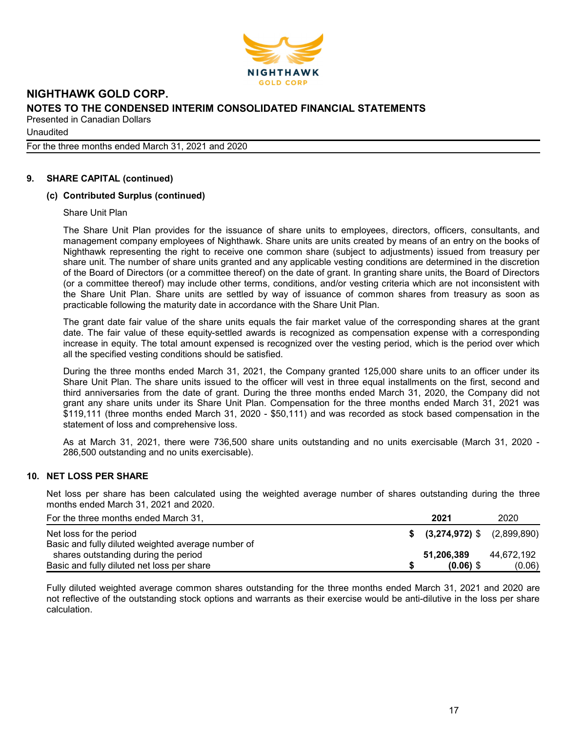## 9. SHARE CAPITAL (continued)

### (c) Contributed Surplus (continued)

Share Unit Plan

The Share Unit Plan provides for the issuance of share units to employees, directors, officers, consultants, and management company employees of Nighthawk. Share units are units created by means of an entry on the books of Nighthawk representing the right to receive one common share (subject to adjustments) issued from treasury per share unit. The number of share units granted and any applicable vesting conditions are determined in the discretion of the Board of Directors (or a committee thereof) on the date of grant. In granting share units, the Board of Directors (or a committee thereof) may include other terms, conditions, and/or vesting criteria which are not inconsistent with the Share Unit Plan. Share units are settled by way of issuance of common shares from treasury as soon as practicable following the maturity date in accordance with the Share Unit Plan.

The grant date fair value of the share units equals the fair market value of the corresponding shares at the grant date. The fair value of these equity-settled awards is recognized as compensation expense with a corresponding increase in equity. The total amount expensed is recognized over the vesting period, which is the period over which all the specified vesting conditions should be satisfied.

During the three months ended March 31, 2021, the Company granted 125,000 share units to an officer under its Share Unit Plan. The share units issued to the officer will vest in three equal installments on the first, second and third anniversaries from the date of grant. During the three months ended March 31, 2020, the Company did not grant any share units under its Share Unit Plan. Compensation for the three months ended March 31, 2021 was $119,111 (three months ended March 31, 2020 - $50,111) and was recorded as stock based compensation in the statement of loss and comprehensive loss.

As at March 31, 2021, there were 736,500 share units outstanding and no units exercisable (March 31, 2020 - 286,500 outstanding and no units exercisable).

## 10. NET LOSS PER SHARE

Net loss per share has been calculated using the weighted average number of shares outstanding during the three months ended March 31, 2021 and 2020.

| For the three months ended March 31, | 2021 | 2020 |
|---|---|---|
| Net loss for the period | **$ (3,274,972)** | $ (2,899,890) |
| Basic and fully diluted weighted average number of shares outstanding during the period | **51,206,389** | 44,672,192 |
| Basic and fully diluted net loss per share | **$ (0.06)** | $ (0.06) |

Fully diluted weighted average common shares outstanding for the three months ended March 31, 2021 and 2020 are not reflective of the outstanding stock options and warrants as their exercise would be anti-dilutive in the loss per share calculation.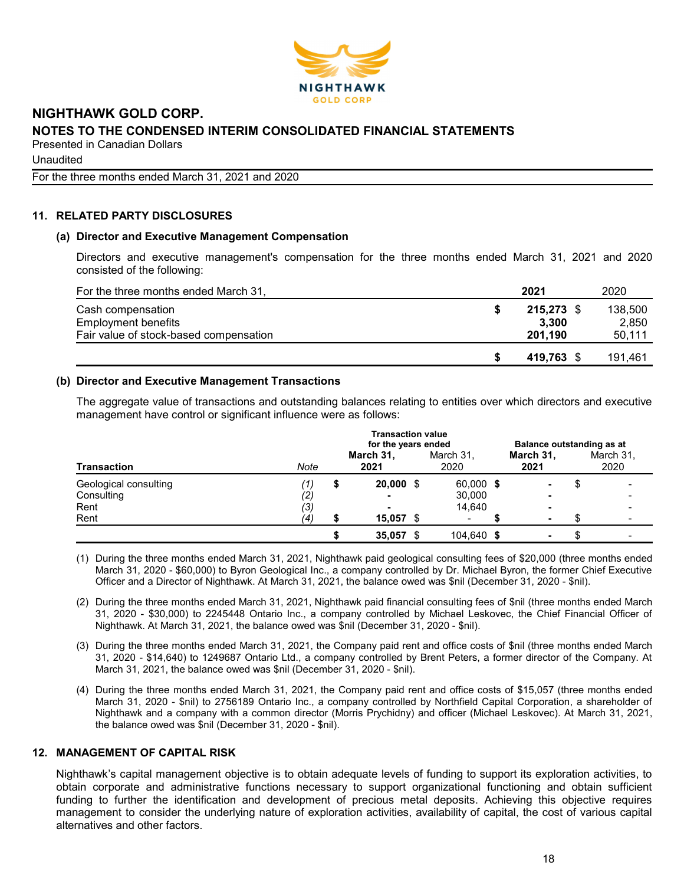## 11. RELATED PARTY DISCLOSURES

### (a) Director and Executive Management Compensation

Directors and executive management's compensation for the three months ended March 31, 2021 and 2020 consisted of the following:

| For the three months ended March 31, | 2021 | 2020 |
|---|---|---|
| Cash compensation | **$ 215,273** | $ 138,500 |
| Employment benefits | **3,300** | 2,850 |
| Fair value of stock-based compensation | **201,190** | 50,111 |
| | **$ 419,763** | $ 191,461 |

### (b) Director and Executive Management Transactions

The aggregate value of transactions and outstanding balances relating to entities over which directors and executive management have control or significant influence were as follows:

| | | Transaction value for the years ended | | Balance outstanding as at | |
|---|---|---|---|---|---|
| **Transaction** | *Note* | **March 31, 2021** | March 31, 2020 | **March 31, 2021** | March 31, 2020 |
| Geological consulting | *(1)* | **$ 20,000** | $ 60,000 | **$ -** | $ - |
| Consulting | *(2)* | **-** | 30,000 | **-** | - |
| Rent | *(3)* | **-** | 14,640 | **-** | - |
| Rent | *(4)* | **$ 15,057** | $ - | **$ -** | $ - |
| | | **$ 35,057** | $ 104,640 | **$ -** | $ - |

(1) During the three months ended March 31, 2021, Nighthawk paid geological consulting fees of $20,000 (three months ended March 31, 2020 - $60,000) to Byron Geological Inc., a company controlled by Dr. Michael Byron, the former Chief Executive Officer and a Director of Nighthawk. At March 31, 2021, the balance owed was $nil (December 31, 2020 - $nil).

(2) During the three months ended March 31, 2021, Nighthawk paid financial consulting fees of $nil (three months ended March 31, 2020 - $30,000) to 2245448 Ontario Inc., a company controlled by Michael Leskovec, the Chief Financial Officer of Nighthawk. At March 31, 2021, the balance owed was $nil (December 31, 2020 - $nil).

(3) During the three months ended March 31, 2021, the Company paid rent and office costs of $nil (three months ended March 31, 2020 - $14,640) to 1249687 Ontario Ltd., a company controlled by Brent Peters, a former director of the Company. At March 31, 2021, the balance owed was $nil (December 31, 2020 - $nil).

(4) During the three months ended March 31, 2021, the Company paid rent and office costs of $15,057 (three months ended March 31, 2020 - $nil) to 2756189 Ontario Inc., a company controlled by Northfield Capital Corporation, a shareholder of Nighthawk and a company with a common director (Morris Prychidny) and officer (Michael Leskovec). At March 31, 2021, the balance owed was $nil (December 31, 2020 - $nil).

## 12. MANAGEMENT OF CAPITAL RISK

Nighthawk's capital management objective is to obtain adequate levels of funding to support its exploration activities, to obtain corporate and administrative functions necessary to support organizational functioning and obtain sufficient funding to further the identification and development of precious metal deposits. Achieving this objective requires management to consider the underlying nature of exploration activities, availability of capital, the cost of various capital alternatives and other factors.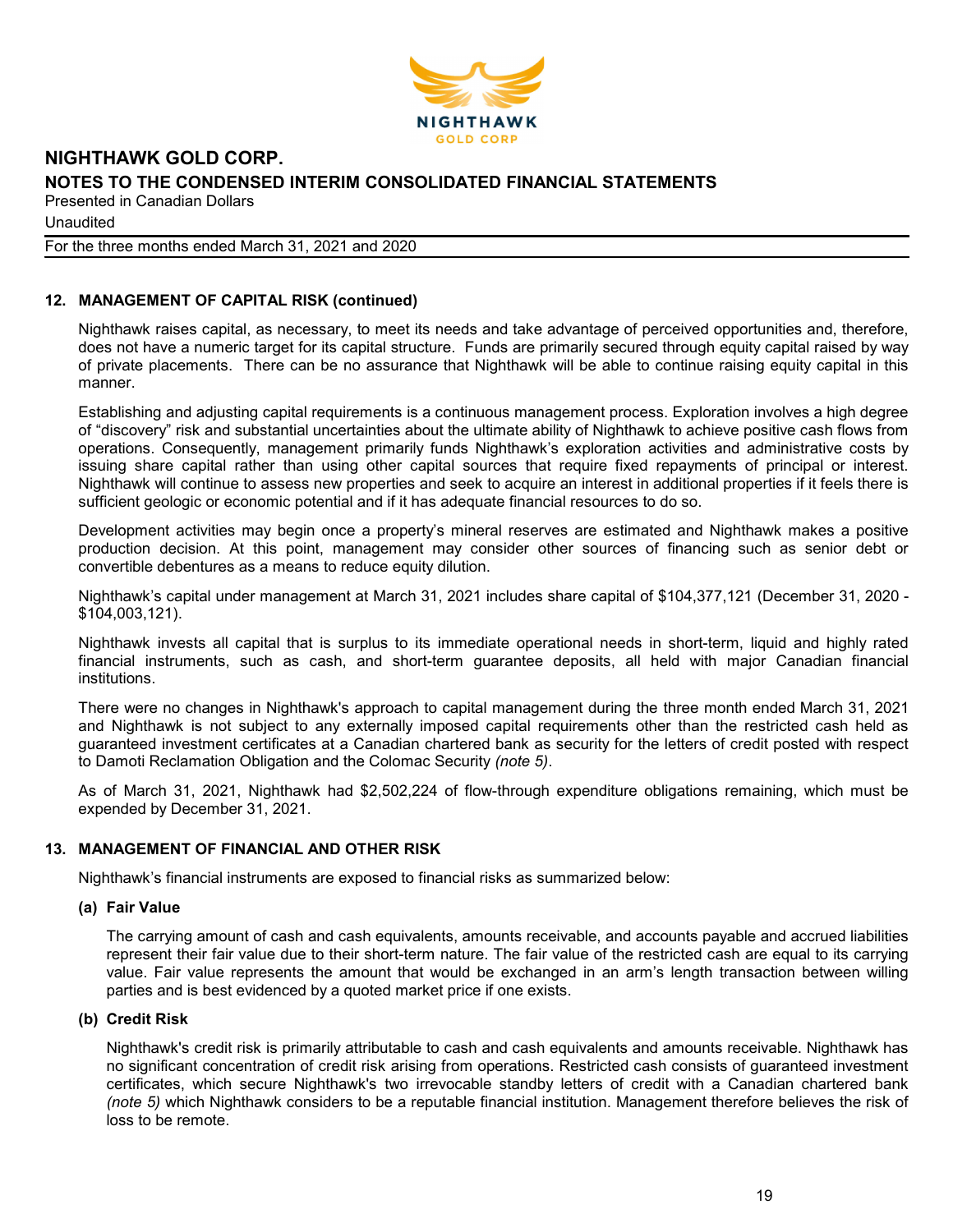## 12. MANAGEMENT OF CAPITAL RISK (continued)

Nighthawk raises capital, as necessary, to meet its needs and take advantage of perceived opportunities and, therefore, does not have a numeric target for its capital structure. Funds are primarily secured through equity capital raised by way of private placements. There can be no assurance that Nighthawk will be able to continue raising equity capital in this manner.

Establishing and adjusting capital requirements is a continuous management process. Exploration involves a high degree of "discovery" risk and substantial uncertainties about the ultimate ability of Nighthawk to achieve positive cash flows from operations. Consequently, management primarily funds Nighthawk's exploration activities and administrative costs by issuing share capital rather than using other capital sources that require fixed repayments of principal or interest. Nighthawk will continue to assess new properties and seek to acquire an interest in additional properties if it feels there is sufficient geologic or economic potential and if it has adequate financial resources to do so.

Development activities may begin once a property's mineral reserves are estimated and Nighthawk makes a positive production decision. At this point, management may consider other sources of financing such as senior debt or convertible debentures as a means to reduce equity dilution.

Nighthawk's capital under management at March 31, 2021 includes share capital of $104,377,121 (December 31, 2020 - $104,003,121).

Nighthawk invests all capital that is surplus to its immediate operational needs in short-term, liquid and highly rated financial instruments, such as cash, and short-term guarantee deposits, all held with major Canadian financial institutions.

There were no changes in Nighthawk's approach to capital management during the three month ended March 31, 2021 and Nighthawk is not subject to any externally imposed capital requirements other than the restricted cash held as guaranteed investment certificates at a Canadian chartered bank as security for the letters of credit posted with respect to Damoti Reclamation Obligation and the Colomac Security *(note 5)*.

As of March 31, 2021, Nighthawk had $2,502,224 of flow-through expenditure obligations remaining, which must be expended by December 31, 2021.

## 13. MANAGEMENT OF FINANCIAL AND OTHER RISK

Nighthawk's financial instruments are exposed to financial risks as summarized below:

### (a) Fair Value

The carrying amount of cash and cash equivalents, amounts receivable, and accounts payable and accrued liabilities represent their fair value due to their short-term nature. The fair value of the restricted cash are equal to its carrying value. Fair value represents the amount that would be exchanged in an arm's length transaction between willing parties and is best evidenced by a quoted market price if one exists.

### (b) Credit Risk

Nighthawk's credit risk is primarily attributable to cash and cash equivalents and amounts receivable. Nighthawk has no significant concentration of credit risk arising from operations. Restricted cash consists of guaranteed investment certificates, which secure Nighthawk's two irrevocable standby letters of credit with a Canadian chartered bank *(note 5)* which Nighthawk considers to be a reputable financial institution. Management therefore believes the risk of loss to be remote.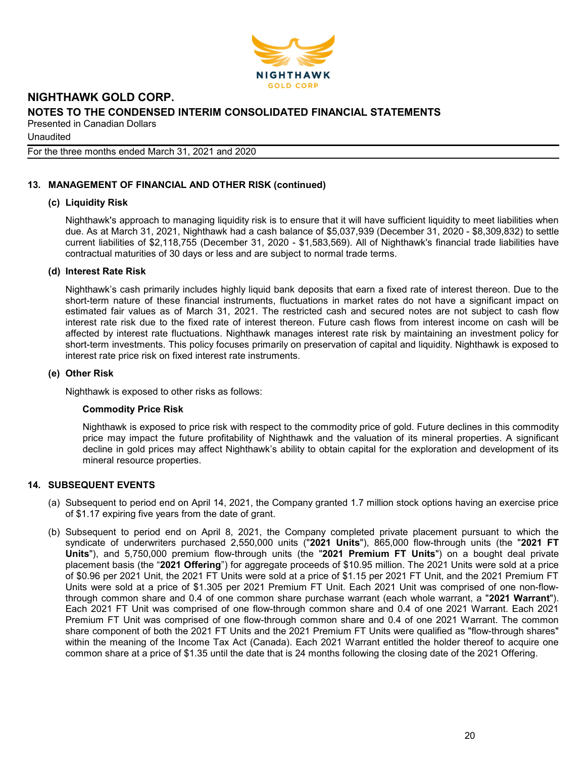## 13. MANAGEMENT OF FINANCIAL AND OTHER RISK (continued)

### (c) Liquidity Risk

Nighthawk's approach to managing liquidity risk is to ensure that it will have sufficient liquidity to meet liabilities when due. As at March 31, 2021, Nighthawk had a cash balance of $5,037,939 (December 31, 2020 - $8,309,832) to settle current liabilities of $2,118,755 (December 31, 2020 - $1,583,569). All of Nighthawk's financial trade liabilities have contractual maturities of 30 days or less and are subject to normal trade terms.

### (d) Interest Rate Risk

Nighthawk's cash primarily includes highly liquid bank deposits that earn a fixed rate of interest thereon. Due to the short-term nature of these financial instruments, fluctuations in market rates do not have a significant impact on estimated fair values as of March 31, 2021. The restricted cash and secured notes are not subject to cash flow interest rate risk due to the fixed rate of interest thereon. Future cash flows from interest income on cash will be affected by interest rate fluctuations. Nighthawk manages interest rate risk by maintaining an investment policy for short-term investments. This policy focuses primarily on preservation of capital and liquidity. Nighthawk is exposed to interest rate price risk on fixed interest rate instruments.

### (e) Other Risk

Nighthawk is exposed to other risks as follows:

**Commodity Price Risk**

Nighthawk is exposed to price risk with respect to the commodity price of gold. Future declines in this commodity price may impact the future profitability of Nighthawk and the valuation of its mineral properties. A significant decline in gold prices may affect Nighthawk's ability to obtain capital for the exploration and development of its mineral resource properties.

## 14. SUBSEQUENT EVENTS

(a) Subsequent to period end on April 14, 2021, the Company granted 1.7 million stock options having an exercise price of $1.17 expiring five years from the date of grant.

(b) Subsequent to period end on April 8, 2021, the Company completed private placement pursuant to which the syndicate of underwriters purchased 2,550,000 units ("**2021 Units**"), 865,000 flow-through units (the "**2021 FT Units**"), and 5,750,000 premium flow-through units (the "**2021 Premium FT Units**") on a bought deal private placement basis (the "**2021 Offering**") for aggregate proceeds of $10.95 million. The 2021 Units were sold at a price of $0.96 per 2021 Unit, the 2021 FT Units were sold at a price of $1.15 per 2021 FT Unit, and the 2021 Premium FT Units were sold at a price of $1.305 per 2021 Premium FT Unit. Each 2021 Unit was comprised of one non-flow-through common share and 0.4 of one common share purchase warrant (each whole warrant, a "**2021 Warrant**"). Each 2021 FT Unit was comprised of one flow-through common share and 0.4 of one 2021 Warrant. Each 2021 Premium FT Unit was comprised of one flow-through common share and 0.4 of one 2021 Warrant. The common share component of both the 2021 FT Units and the 2021 Premium FT Units were qualified as "flow-through shares" within the meaning of the Income Tax Act (Canada). Each 2021 Warrant entitled the holder thereof to acquire one common share at a price of $1.35 until the date that is 24 months following the closing date of the 2021 Offering.